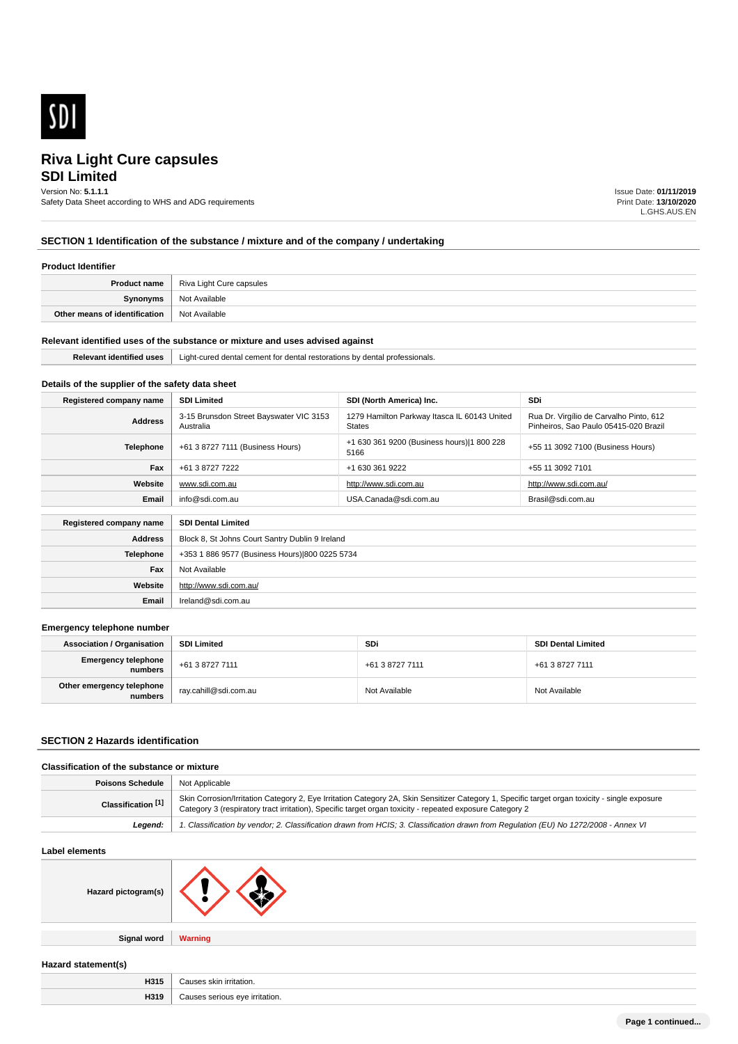SDI

# Riva Light Cure capsules
## SDI Limited

Version No: **5.1.1.1**
Safety Data Sheet according to WHS and ADG requirements

Issue Date: **01/11/2019**
Print Date: **13/10/2020**
L.GHS.AUS.EN

## SECTION 1 Identification of the substance / mixture and of the company / undertaking

### Product Identifier

| | |
|---|---|
| **Product name** | Riva Light Cure capsules |
| **Synonyms** | Not Available |
| **Other means of identification** | Not Available |

### Relevant identified uses of the substance or mixture and uses advised against

| | |
|---|---|
| **Relevant identified uses** | Light-cured dental cement for dental restorations by dental professionals. |

### Details of the supplier of the safety data sheet

| **Registered company name** | **SDI Limited** | **SDI (North America) Inc.** | **SDi** |
|---|---|---|---|
| **Address** | 3-15 Brunsdon Street Bayswater VIC 3153 Australia | 1279 Hamilton Parkway Itasca IL 60143 United States | Rua Dr. Virgílio de Carvalho Pinto, 612 Pinheiros, Sao Paulo 05415-020 Brazil |
| **Telephone** | +61 3 8727 7111 (Business Hours) | +1 630 361 9200 (Business hours)\|1 800 228 5166 | +55 11 3092 7100 (Business Hours) |
| **Fax** | +61 3 8727 7222 | +1 630 361 9222 | +55 11 3092 7101 |
| **Website** | www.sdi.com.au | http://www.sdi.com.au | http://www.sdi.com.au/ |
| **Email** | info@sdi.com.au | USA.Canada@sdi.com.au | Brasil@sdi.com.au |

| **Registered company name** | **SDI Dental Limited** |
|---|---|
| **Address** | Block 8, St Johns Court Santry Dublin 9 Ireland |
| **Telephone** | +353 1 886 9577 (Business Hours)\|800 0225 5734 |
| **Fax** | Not Available |
| **Website** | http://www.sdi.com.au/ |
| **Email** | Ireland@sdi.com.au |

### Emergency telephone number

| **Association / Organisation** | **SDI Limited** | **SDi** | **SDI Dental Limited** |
|---|---|---|---|
| **Emergency telephone numbers** | +61 3 8727 7111 | +61 3 8727 7111 | +61 3 8727 7111 |
| **Other emergency telephone numbers** | ray.cahill@sdi.com.au | Not Available | Not Available |

## SECTION 2 Hazards identification

### Classification of the substance or mixture

| | |
|---|---|
| **Poisons Schedule** | Not Applicable |
| **Classification [1]** | Skin Corrosion/Irritation Category 2, Eye Irritation Category 2A, Skin Sensitizer Category 1, Specific target organ toxicity - single exposure Category 3 (respiratory tract irritation), Specific target organ toxicity - repeated exposure Category 2 |
| ***Legend:*** | *1. Classification by vendor; 2. Classification drawn from HCIS; 3. Classification drawn from Regulation (EU) No 1272/2008 - Annex VI* |

### Label elements

| | |
|---|---|
| **Hazard pictogram(s)** | |
| **Signal word** | **Warning** |

### Hazard statement(s)

| | |
|---|---|
| **H315** | Causes skin irritation. |
| **H319** | Causes serious eye irritation. |

Page 1 continued...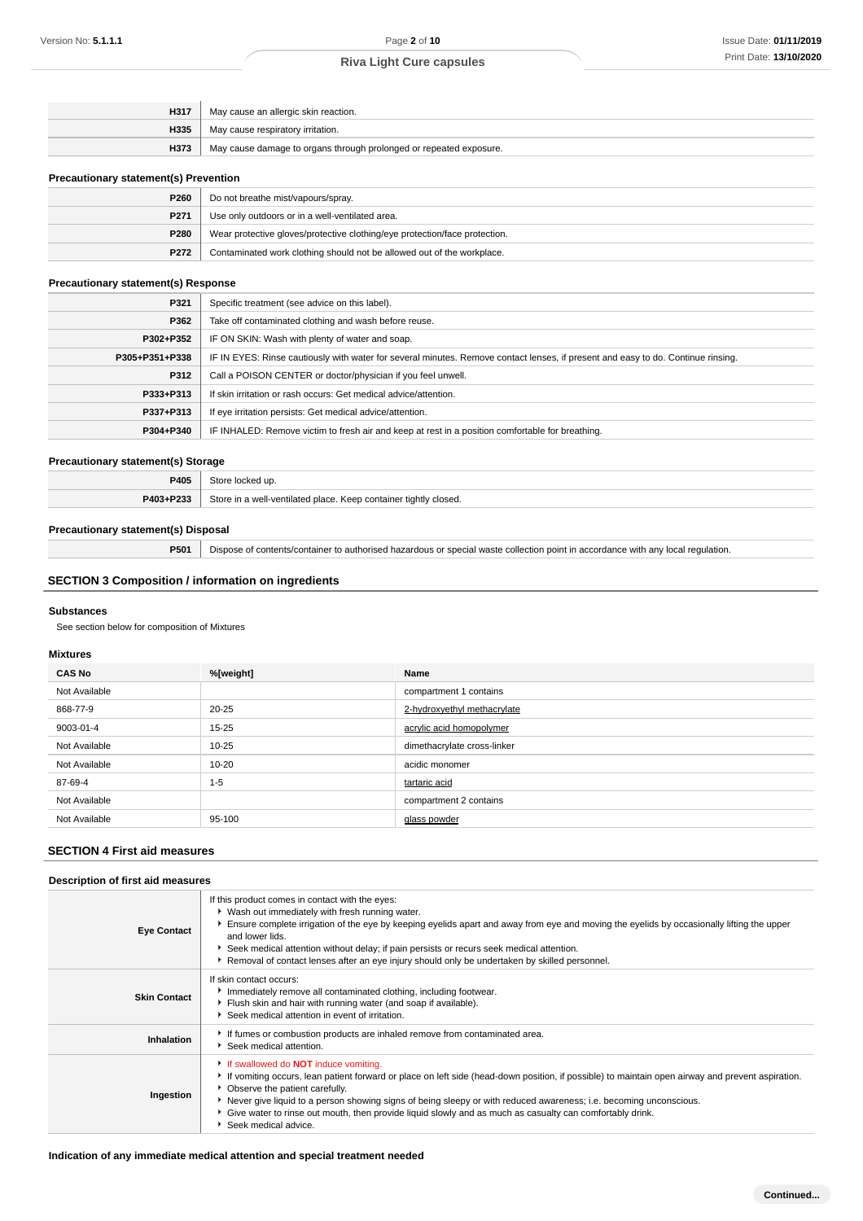| | |
|---|---|
| **H317** | May cause an allergic skin reaction. |
| **H335** | May cause respiratory irritation. |
| **H373** | May cause damage to organs through prolonged or repeated exposure. |

### Precautionary statement(s) Prevention

| | |
|---|---|
| **P260** | Do not breathe mist/vapours/spray. |
| **P271** | Use only outdoors or in a well-ventilated area. |
| **P280** | Wear protective gloves/protective clothing/eye protection/face protection. |
| **P272** | Contaminated work clothing should not be allowed out of the workplace. |

### Precautionary statement(s) Response

| | |
|---|---|
| **P321** | Specific treatment (see advice on this label). |
| **P362** | Take off contaminated clothing and wash before reuse. |
| **P302+P352** | IF ON SKIN: Wash with plenty of water and soap. |
| **P305+P351+P338** | IF IN EYES: Rinse cautiously with water for several minutes. Remove contact lenses, if present and easy to do. Continue rinsing. |
| **P312** | Call a POISON CENTER or doctor/physician if you feel unwell. |
| **P333+P313** | If skin irritation or rash occurs: Get medical advice/attention. |
| **P337+P313** | If eye irritation persists: Get medical advice/attention. |
| **P304+P340** | IF INHALED: Remove victim to fresh air and keep at rest in a position comfortable for breathing. |

### Precautionary statement(s) Storage

| | |
|---|---|
| **P405** | Store locked up. |
| **P403+P233** | Store in a well-ventilated place. Keep container tightly closed. |

### Precautionary statement(s) Disposal

| | |
|---|---|
| **P501** | Dispose of contents/container to authorised hazardous or special waste collection point in accordance with any local regulation. |

## SECTION 3 Composition / information on ingredients

### Substances

See section below for composition of Mixtures

### Mixtures

| CAS No | %[weight] | Name |
|---|---|---|
| Not Available | | compartment 1 contains |
| 868-77-9 | 20-25 | 2-hydroxyethyl methacrylate |
| 9003-01-4 | 15-25 | acrylic acid homopolymer |
| Not Available | 10-25 | dimethacrylate cross-linker |
| Not Available | 10-20 | acidic monomer |
| 87-69-4 | 1-5 | tartaric acid |
| Not Available | | compartment 2 contains |
| Not Available | 95-100 | glass powder |

## SECTION 4 First aid measures

### Description of first aid measures

| | |
|---|---|
| **Eye Contact** | If this product comes in contact with the eyes: <br> - Wash out immediately with fresh running water. <br> - Ensure complete irrigation of the eye by keeping eyelids apart and away from eye and moving the eyelids by occasionally lifting the upper and lower lids. <br> - Seek medical attention without delay; if pain persists or recurs seek medical attention. <br> - Removal of contact lenses after an eye injury should only be undertaken by skilled personnel. |
| **Skin Contact** | If skin contact occurs: <br> - Immediately remove all contaminated clothing, including footwear. <br> - Flush skin and hair with running water (and soap if available). <br> - Seek medical attention in event of irritation. |
| **Inhalation** | - If fumes or combustion products are inhaled remove from contaminated area. <br> - Seek medical attention. |
| **Ingestion** | - If swallowed do **NOT** induce vomiting. <br> - If vomiting occurs, lean patient forward or place on left side (head-down position, if possible) to maintain open airway and prevent aspiration. <br> - Observe the patient carefully. <br> - Never give liquid to a person showing signs of being sleepy or with reduced awareness; i.e. becoming unconscious. <br> - Give water to rinse out mouth, then provide liquid slowly and as much as casualty can comfortably drink. <br> - Seek medical advice. |

### Indication of any immediate medical attention and special treatment needed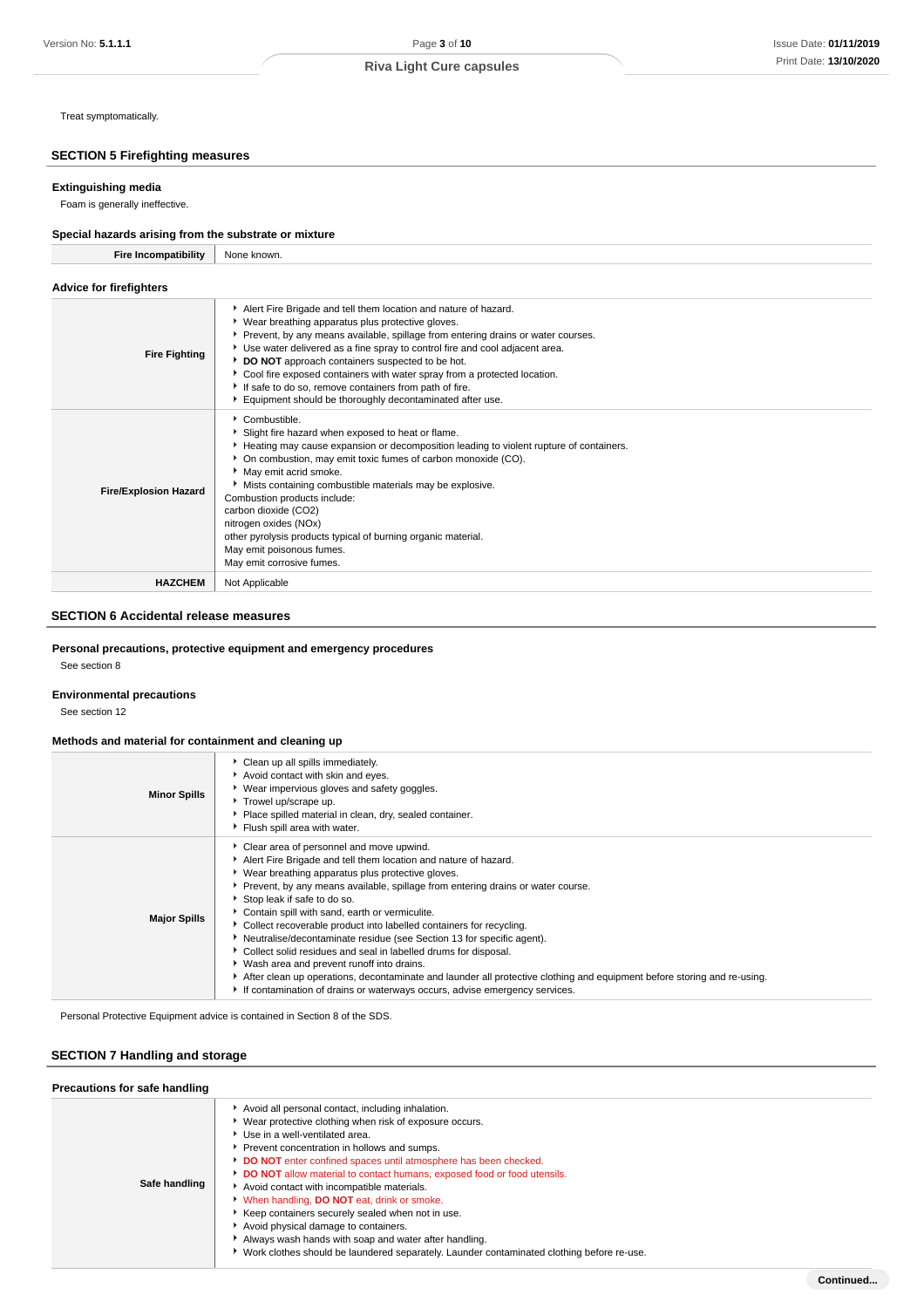Treat symptomatically.

## SECTION 5 Firefighting measures

### Extinguishing media

Foam is generally ineffective.

### Special hazards arising from the substrate or mixture

| Fire Incompatibility | None known. |
|---|---|

### Advice for firefighters

| | |
|---|---|
| **Fire Fighting** | ▸ Alert Fire Brigade and tell them location and nature of hazard.<br>▸ Wear breathing apparatus plus protective gloves.<br>▸ Prevent, by any means available, spillage from entering drains or water courses.<br>▸ Use water delivered as a fine spray to control fire and cool adjacent area.<br>▸ **DO NOT** approach containers suspected to be hot.<br>▸ Cool fire exposed containers with water spray from a protected location.<br>▸ If safe to do so, remove containers from path of fire.<br>▸ Equipment should be thoroughly decontaminated after use. |
| **Fire/Explosion Hazard** | ▸ Combustible.<br>▸ Slight fire hazard when exposed to heat or flame.<br>▸ Heating may cause expansion or decomposition leading to violent rupture of containers.<br>▸ On combustion, may emit toxic fumes of carbon monoxide (CO).<br>▸ May emit acrid smoke.<br>▸ Mists containing combustible materials may be explosive.<br>Combustion products include:<br>carbon dioxide ($CO_2$)<br>nitrogen oxides (NOx)<br>other pyrolysis products typical of burning organic material.<br>May emit poisonous fumes.<br>May emit corrosive fumes. |
| **HAZCHEM** | Not Applicable |

## SECTION 6 Accidental release measures

### Personal precautions, protective equipment and emergency procedures

See section 8

### Environmental precautions

See section 12

### Methods and material for containment and cleaning up

| | |
|---|---|
| **Minor Spills** | ▸ Clean up all spills immediately.<br>▸ Avoid contact with skin and eyes.<br>▸ Wear impervious gloves and safety goggles.<br>▸ Trowel up/scrape up.<br>▸ Place spilled material in clean, dry, sealed container.<br>▸ Flush spill area with water. |
| **Major Spills** | ▸ Clear area of personnel and move upwind.<br>▸ Alert Fire Brigade and tell them location and nature of hazard.<br>▸ Wear breathing apparatus plus protective gloves.<br>▸ Prevent, by any means available, spillage from entering drains or water course.<br>▸ Stop leak if safe to do so.<br>▸ Contain spill with sand, earth or vermiculite.<br>▸ Collect recoverable product into labelled containers for recycling.<br>▸ Neutralise/decontaminate residue (see Section 13 for specific agent).<br>▸ Collect solid residues and seal in labelled drums for disposal.<br>▸ Wash area and prevent runoff into drains.<br>▸ After clean up operations, decontaminate and launder all protective clothing and equipment before storing and re-using.<br>▸ If contamination of drains or waterways occurs, advise emergency services. |

Personal Protective Equipment advice is contained in Section 8 of the SDS.

## SECTION 7 Handling and storage

### Precautions for safe handling

| | |
|---|---|
| **Safe handling** | ▸ Avoid all personal contact, including inhalation.<br>▸ Wear protective clothing when risk of exposure occurs.<br>▸ Use in a well-ventilated area.<br>▸ Prevent concentration in hollows and sumps.<br>▸ **DO NOT** enter confined spaces until atmosphere has been checked.<br>▸ **DO NOT** allow material to contact humans, exposed food or food utensils.<br>▸ Avoid contact with incompatible materials.<br>▸ When handling, **DO NOT** eat, drink or smoke.<br>▸ Keep containers securely sealed when not in use.<br>▸ Avoid physical damage to containers.<br>▸ Always wash hands with soap and water after handling.<br>▸ Work clothes should be laundered separately. Launder contaminated clothing before re-use. |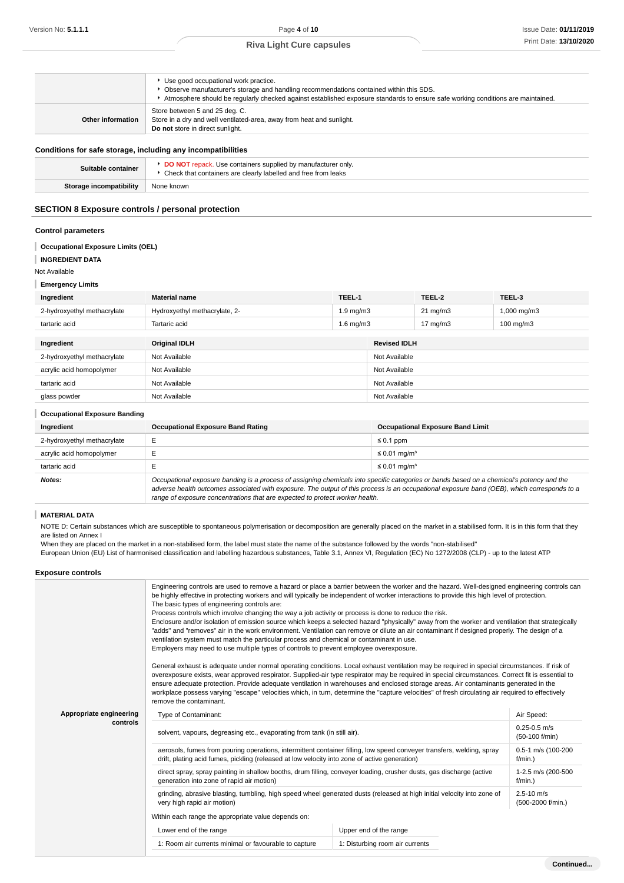|  |  |
|---|---|
|  | ▸ Use good occupational work practice.<br>▸ Observe manufacturer's storage and handling recommendations contained within this SDS.<br>▸ Atmosphere should be regularly checked against established exposure standards to ensure safe working conditions are maintained. |
| **Other information** | Store between 5 and 25 deg. C.<br>Store in a dry and well ventilated-area, away from heat and sunlight.<br>**Do not** store in direct sunlight. |

### Conditions for safe storage, including any incompatibilities

|  |  |
|---|---|
| **Suitable container** | ▸ **DO NOT** repack. Use containers supplied by manufacturer only.<br>▸ Check that containers are clearly labelled and free from leaks |
| **Storage incompatibility** | None known |

## SECTION 8 Exposure controls / personal protection

### Control parameters

**Occupational Exposure Limits (OEL)**

**INGREDIENT DATA**

Not Available

**Emergency Limits**

| Ingredient | Material name | TEEL-1 | TEEL-2 | TEEL-3 |
|---|---|---|---|---|
| 2-hydroxyethyl methacrylate | Hydroxyethyl methacrylate, 2- | 1.9 mg/m3 | 21 mg/m3 | 1,000 mg/m3 |
| tartaric acid | Tartaric acid | 1.6 mg/m3 | 17 mg/m3 | 100 mg/m3 |

| Ingredient | Original IDLH | Revised IDLH |
|---|---|---|
| 2-hydroxyethyl methacrylate | Not Available | Not Available |
| acrylic acid homopolymer | Not Available | Not Available |
| tartaric acid | Not Available | Not Available |
| glass powder | Not Available | Not Available |

**Occupational Exposure Banding**

| Ingredient | Occupational Exposure Band Rating | Occupational Exposure Band Limit |
|---|---|---|
| 2-hydroxyethyl methacrylate | E | ≤ 0.1 ppm |
| acrylic acid homopolymer | E | ≤ 0.01 mg/m³ |
| tartaric acid | E | ≤ 0.01 mg/m³ |
| ***Notes:*** | *Occupational exposure banding is a process of assigning chemicals into specific categories or bands based on a chemical's potency and the adverse health outcomes associated with exposure. The output of this process is an occupational exposure band (OEB), which corresponds to a range of exposure concentrations that are expected to protect worker health.* | |

**MATERIAL DATA**

NOTE D: Certain substances which are susceptible to spontaneous polymerisation or decomposition are generally placed on the market in a stabilised form. It is in this form that they are listed on Annex I

When they are placed on the market in a non-stabilised form, the label must state the name of the substance followed by the words "non-stabilised"

European Union (EU) List of harmonised classification and labelling hazardous substances, Table 3.1, Annex VI, Regulation (EC) No 1272/2008 (CLP) - up to the latest ATP

### Exposure controls

**Appropriate engineering controls**

Engineering controls are used to remove a hazard or place a barrier between the worker and the hazard. Well-designed engineering controls can be highly effective in protecting workers and will typically be independent of worker interactions to provide this high level of protection.
The basic types of engineering controls are:
Process controls which involve changing the way a job activity or process is done to reduce the risk.
Enclosure and/or isolation of emission source which keeps a selected hazard "physically" away from the worker and ventilation that strategically "adds" and "removes" air in the work environment. Ventilation can remove or dilute an air contaminant if designed properly. The design of a ventilation system must match the particular process and chemical or contaminant in use.
Employers may need to use multiple types of controls to prevent employee overexposure.

General exhaust is adequate under normal operating conditions. Local exhaust ventilation may be required in special circumstances. If risk of overexposure exists, wear approved respirator. Supplied-air type respirator may be required in special circumstances. Correct fit is essential to ensure adequate protection. Provide adequate ventilation in warehouses and enclosed storage areas. Air contaminants generated in the workplace possess varying "escape" velocities which, in turn, determine the "capture velocities" of fresh circulating air required to effectively remove the contaminant.

| Type of Contaminant: | Air Speed: |
|---|---|
| solvent, vapours, degreasing etc., evaporating from tank (in still air). | 0.25-0.5 m/s (50-100 f/min) |
| aerosols, fumes from pouring operations, intermittent container filling, low speed conveyer transfers, welding, spray drift, plating acid fumes, pickling (released at low velocity into zone of active generation) | 0.5-1 m/s (100-200 f/min.) |
| direct spray, spray painting in shallow booths, drum filling, conveyer loading, crusher dusts, gas discharge (active generation into zone of rapid air motion) | 1-2.5 m/s (200-500 f/min.) |
| grinding, abrasive blasting, tumbling, high speed wheel generated dusts (released at high initial velocity into zone of very high rapid air motion) | 2.5-10 m/s (500-2000 f/min.) |

Within each range the appropriate value depends on:

| Lower end of the range | Upper end of the range |
|---|---|
| 1: Room air currents minimal or favourable to capture | 1: Disturbing room air currents |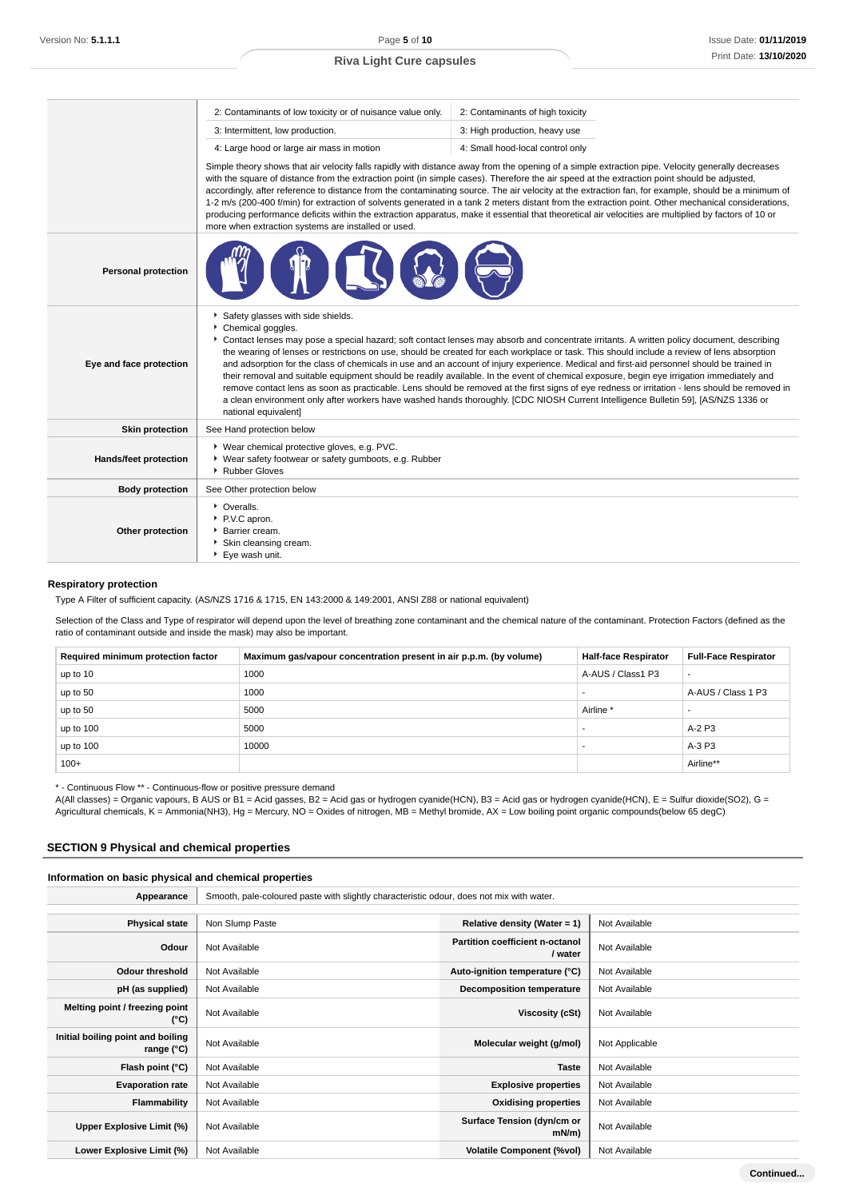| | | |
|---|---|---|
| | 2: Contaminants of low toxicity or of nuisance value only. | 2: Contaminants of high toxicity |
| | 3: Intermittent, low production. | 3: High production, heavy use |
| | 4: Large hood or large air mass in motion | 4: Small hood-local control only |
| | Simple theory shows that air velocity falls rapidly with distance away from the opening of a simple extraction pipe. Velocity generally decreases with the square of distance from the extraction point (in simple cases). Therefore the air speed at the extraction point should be adjusted, accordingly, after reference to distance from the contaminating source. The air velocity at the extraction fan, for example, should be a minimum of 1-2 m/s (200-400 f/min) for extraction of solvents generated in a tank 2 meters distant from the extraction point. Other mechanical considerations, producing performance deficits within the extraction apparatus, make it essential that theoretical air velocities are multiplied by factors of 10 or more when extraction systems are installed or used. | |

| | |
|---|---|
| **Personal protection** | |
| **Eye and face protection** | - Safety glasses with side shields.<br>- Chemical goggles.<br>- Contact lenses may pose a special hazard; soft contact lenses may absorb and concentrate irritants. A written policy document, describing the wearing of lenses or restrictions on use, should be created for each workplace or task. This should include a review of lens absorption and adsorption for the class of chemicals in use and an account of injury experience. Medical and first-aid personnel should be trained in their removal and suitable equipment should be readily available. In the event of chemical exposure, begin eye irrigation immediately and remove contact lens as soon as practicable. Lens should be removed at the first signs of eye redness or irritation - lens should be removed in a clean environment only after workers have washed hands thoroughly. [CDC NIOSH Current Intelligence Bulletin 59], [AS/NZS 1336 or national equivalent] |
| **Skin protection** | See Hand protection below |
| **Hands/feet protection** | - Wear chemical protective gloves, e.g. PVC.<br>- Wear safety footwear or safety gumboots, e.g. Rubber<br>- Rubber Gloves |
| **Body protection** | See Other protection below |
| **Other protection** | - Overalls.<br>- P.V.C apron.<br>- Barrier cream.<br>- Skin cleansing cream.<br>- Eye wash unit. |

### Respiratory protection

Type A Filter of sufficient capacity. (AS/NZS 1716 & 1715, EN 143:2000 & 149:2001, ANSI Z88 or national equivalent)

Selection of the Class and Type of respirator will depend upon the level of breathing zone contaminant and the chemical nature of the contaminant. Protection Factors (defined as the ratio of contaminant outside and inside the mask) may also be important.

| Required minimum protection factor | Maximum gas/vapour concentration present in air p.p.m. (by volume) | Half-face Respirator | Full-Face Respirator |
|---|---|---|---|
| up to 10 | 1000 | A-AUS / Class1 P3 | - |
| up to 50 | 1000 | - | A-AUS / Class 1 P3 |
| up to 50 | 5000 | Airline * | - |
| up to 100 | 5000 | - | A-2 P3 |
| up to 100 | 10000 | - | A-3 P3 |
| 100+ | | | Airline** |

* - Continuous Flow ** - Continuous-flow or positive pressure demand
A(All classes) = Organic vapours, B AUS or B1 = Acid gasses, B2 = Acid gas or hydrogen cyanide(HCN), B3 = Acid gas or hydrogen cyanide(HCN), E = Sulfur dioxide($SO_2$), G = Agricultural chemicals, K = Ammonia($NH_3$), Hg = Mercury, NO = Oxides of nitrogen, MB = Methyl bromide, AX = Low boiling point organic compounds(below 65 degC)

## SECTION 9 Physical and chemical properties

### Information on basic physical and chemical properties

| | | | |
|---|---|---|---|
| **Appearance** | Smooth, pale-coloured paste with slightly characteristic odour, does not mix with water. | | |
| **Physical state** | Non Slump Paste | **Relative density (Water = 1)** | Not Available |
| **Odour** | Not Available | **Partition coefficient n-octanol / water** | Not Available |
| **Odour threshold** | Not Available | **Auto-ignition temperature (°C)** | Not Available |
| **pH (as supplied)** | Not Available | **Decomposition temperature** | Not Available |
| **Melting point / freezing point (°C)** | Not Available | **Viscosity (cSt)** | Not Available |
| **Initial boiling point and boiling range (°C)** | Not Available | **Molecular weight (g/mol)** | Not Applicable |
| **Flash point (°C)** | Not Available | **Taste** | Not Available |
| **Evaporation rate** | Not Available | **Explosive properties** | Not Available |
| **Flammability** | Not Available | **Oxidising properties** | Not Available |
| **Upper Explosive Limit (%)** | Not Available | **Surface Tension (dyn/cm or mN/m)** | Not Available |
| **Lower Explosive Limit (%)** | Not Available | **Volatile Component (%vol)** | Not Available |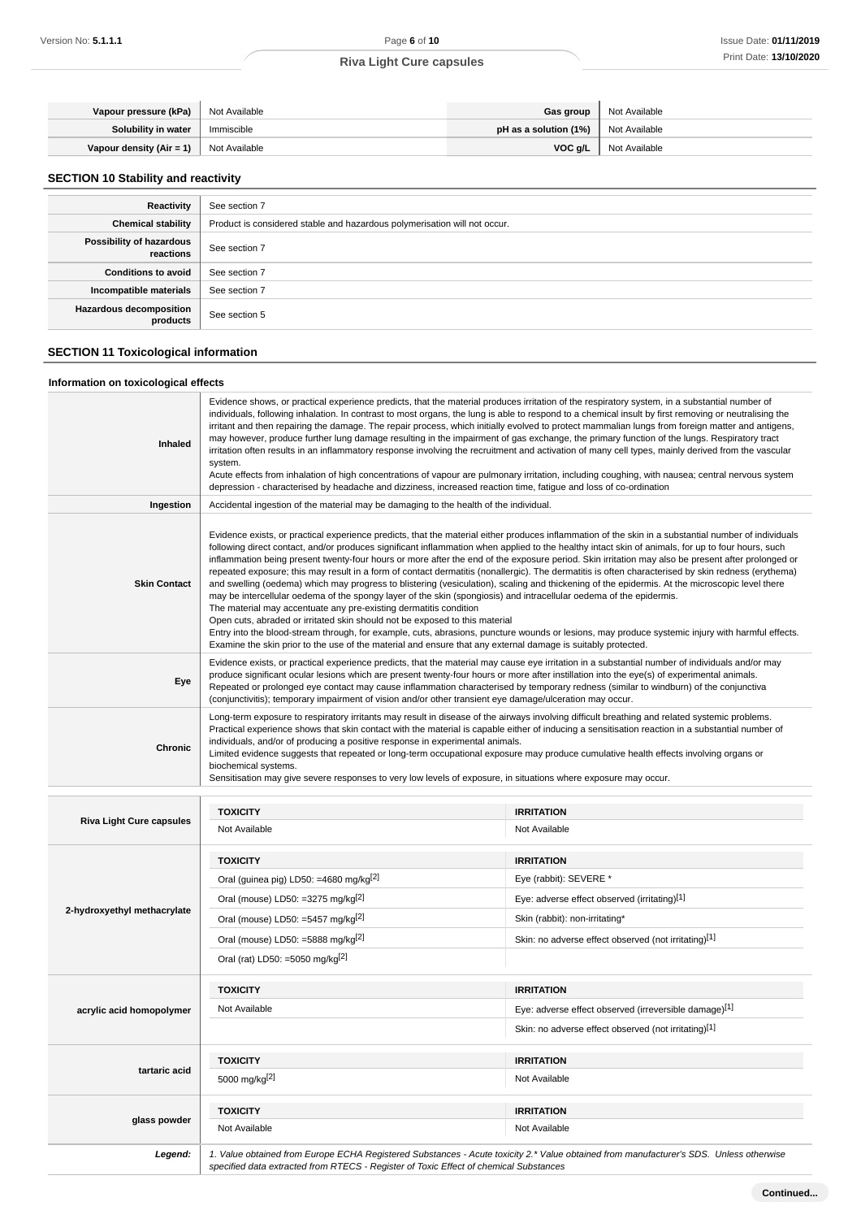| | | | |
|---|---|---|---|
| **Vapour pressure (kPa)** | Not Available | **Gas group** | Not Available |
| **Solubility in water** | Immiscible | **pH as a solution (1%)** | Not Available |
| **Vapour density (Air = 1)** | Not Available | **VOC g/L** | Not Available |

## SECTION 10 Stability and reactivity

| | |
|---|---|
| **Reactivity** | See section 7 |
| **Chemical stability** | Product is considered stable and hazardous polymerisation will not occur. |
| **Possibility of hazardous reactions** | See section 7 |
| **Conditions to avoid** | See section 7 |
| **Incompatible materials** | See section 7 |
| **Hazardous decomposition products** | See section 5 |

## SECTION 11 Toxicological information

### Information on toxicological effects

| | |
|---|---|
| **Inhaled** | Evidence shows, or practical experience predicts, that the material produces irritation of the respiratory system, in a substantial number of individuals, following inhalation. In contrast to most organs, the lung is able to respond to a chemical insult by first removing or neutralising the irritant and then repairing the damage. The repair process, which initially evolved to protect mammalian lungs from foreign matter and antigens, may however, produce further lung damage resulting in the impairment of gas exchange, the primary function of the lungs. Respiratory tract irritation often results in an inflammatory response involving the recruitment and activation of many cell types, mainly derived from the vascular system.<br>Acute effects from inhalation of high concentrations of vapour are pulmonary irritation, including coughing, with nausea; central nervous system depression - characterised by headache and dizziness, increased reaction time, fatigue and loss of co-ordination |
| **Ingestion** | Accidental ingestion of the material may be damaging to the health of the individual. |
| **Skin Contact** | Evidence exists, or practical experience predicts, that the material either produces inflammation of the skin in a substantial number of individuals following direct contact, and/or produces significant inflammation when applied to the healthy intact skin of animals, for up to four hours, such inflammation being present twenty-four hours or more after the end of the exposure period. Skin irritation may also be present after prolonged or repeated exposure; this may result in a form of contact dermatitis (nonallergic). The dermatitis is often characterised by skin redness (erythema) and swelling (oedema) which may progress to blistering (vesiculation), scaling and thickening of the epidermis. At the microscopic level there may be intercellular oedema of the spongy layer of the skin (spongiosis) and intracellular oedema of the epidermis.<br>The material may accentuate any pre-existing dermatitis condition<br>Open cuts, abraded or irritated skin should not be exposed to this material<br>Entry into the blood-stream through, for example, cuts, abrasions, puncture wounds or lesions, may produce systemic injury with harmful effects. Examine the skin prior to the use of the material and ensure that any external damage is suitably protected. |
| **Eye** | Evidence exists, or practical experience predicts, that the material may cause eye irritation in a substantial number of individuals and/or may produce significant ocular lesions which are present twenty-four hours or more after instillation into the eye(s) of experimental animals.<br>Repeated or prolonged eye contact may cause inflammation characterised by temporary redness (similar to windburn) of the conjunctiva (conjunctivitis); temporary impairment of vision and/or other transient eye damage/ulceration may occur. |
| **Chronic** | Long-term exposure to respiratory irritants may result in disease of the airways involving difficult breathing and related systemic problems.<br>Practical experience shows that skin contact with the material is capable either of inducing a sensitisation reaction in a substantial number of individuals, and/or of producing a positive response in experimental animals.<br>Limited evidence suggests that repeated or long-term occupational exposure may produce cumulative health effects involving organs or biochemical systems.<br>Sensitisation may give severe responses to very low levels of exposure, in situations where exposure may occur. |

| | TOXICITY | IRRITATION |
|---|---|---|
| **Riva Light Cure capsules** | Not Available | Not Available |
| **2-hydroxyethyl methacrylate** | Oral (guinea pig) LD50: =4680 mg/kg[2] | Eye (rabbit): SEVERE * |
| | Oral (mouse) LD50: =3275 mg/kg[2] | Eye: adverse effect observed (irritating)[1] |
| | Oral (mouse) LD50: =5457 mg/kg[2] | Skin (rabbit): non-irritating* |
| | Oral (mouse) LD50: =5888 mg/kg[2] | Skin: no adverse effect observed (not irritating)[1] |
| | Oral (rat) LD50: =5050 mg/kg[2] | |
| **acrylic acid homopolymer** | Not Available | Eye: adverse effect observed (irreversible damage)[1] |
| | | Skin: no adverse effect observed (not irritating)[1] |
| **tartaric acid** | 5000 mg/kg[2] | Not Available |
| **glass powder** | Not Available | Not Available |
| ***Legend:*** | *1. Value obtained from Europe ECHA Registered Substances - Acute toxicity 2.\* Value obtained from manufacturer's SDS. Unless otherwise specified data extracted from RTECS - Register of Toxic Effect of chemical Substances* | |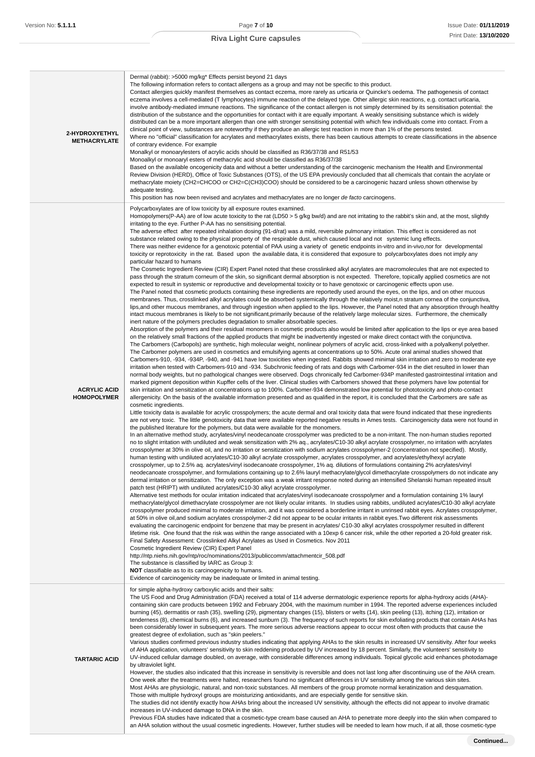| | |
|---|---|
| **2-HYDROXYETHYL METHACRYLATE** | Dermal (rabbit): >5000 mg/kg* Effects persist beyond 21 days<br>The following information refers to contact allergens as a group and may not be specific to this product.<br>Contact allergies quickly manifest themselves as contact eczema, more rarely as urticaria or Quincke's oedema. The pathogenesis of contact eczema involves a cell-mediated (T lymphocytes) immune reaction of the delayed type. Other allergic skin reactions, e.g. contact urticaria, involve antibody-mediated immune reactions. The significance of the contact allergen is not simply determined by its sensitisation potential: the distribution of the substance and the opportunities for contact with it are equally important. A weakly sensitising substance which is widely distributed can be a more important allergen than one with stronger sensitising potential with which few individuals come into contact. From a clinical point of view, substances are noteworthy if they produce an allergic test reaction in more than 1% of the persons tested.<br>Where no "official" classification for acrylates and methacrylates exists, there has been cautious attempts to create classifications in the absence of contrary evidence. For example<br>Monalkyl or monoarylesters of acrylic acids should be classified as R36/37/38 and R51/53<br>Monoalkyl or monoaryl esters of methacrylic acid should be classified as R36/37/38<br>Based on the available oncogenicity data and without a better understanding of the carcinogenic mechanism the Health and Environmental Review Division (HERD), Office of Toxic Substances (OTS), of the US EPA previously concluded that all chemicals that contain the acrylate or methacrylate moiety (CH2=CHCOO or CH2=C(CH3)COO) should be considered to be a carcinogenic hazard unless shown otherwise by adequate testing.<br>This position has now been revised and acrylates and methacrylates are no longer *de facto* carcinogens. |
| **ACRYLIC ACID HOMOPOLYMER** | Polycarboxylates are of low toxicity by all exposure routes examined.<br>Homopolymers(P-AA) are of low acute toxicity to the rat (LD50 > 5 g/kg bw/d) and are not irritating to the rabbit's skin and, at the most, slightly irritating to the eye. Further P-AA has no sensitising potential.<br>The adverse effect after repeated inhalation dosing (91-d/rat) was a mild, reversible pulmonary irritation. This effect is considered as not substance related owing to the physical property of the respirable dust, which caused local and not systemic lung effects.<br>There was neither evidence for a genotoxic potential of PAA using a variety of genetic endpoints in-vitro and in-vivo,nor for developmental toxicity or reprotoxicity in the rat. Based upon the available data, it is considered that exposure to polycarboxylates does not imply any particular hazard to humans<br>The Cosmetic Ingredient Review (CIR) Expert Panel noted that these crosslinked alkyl acrylates are macromolecules that are not expected to pass through the stratum corneum of the skin, so significant dermal absorption is not expected. Therefore, topically applied cosmetics are not expected to result in systemic or reproductive and developmental toxicity or to have genotoxic or carcinogenic effects upon use.<br>The Panel noted that cosmetic products containing these ingredients are reportedly used around the eyes, on the lips, and on other mucous membranes. Thus, crosslinked alkyl acrylates could be absorbed systemically through the relatively moist,n stratum cornea of the conjunctiva, lips,and other mucous membranes, and through ingestion when applied to the lips. However, the Panel noted that any absorption through healthy intact mucous membranes is likely to be not significant,primarily because of the relatively large molecular sizes. Furthermore, the chemically inert nature of the polymers precludes degradation to smaller absorbable species.<br>Absorption of the polymers and their residual monomers in cosmetic products also would be limited after application to the lips or eye area based on the relatively small fractions of the applied products that might be inadvertently ingested or make direct contact with the conjunctiva.<br>The Carbomers (Carbopols) are synthetic, high molecular weight, nonlinear polymers of acrylic acid, cross-linked with a polyalkenyl polyether. The Carbomer polymers are used in cosmetics and emulsifying agents at concentrations up to 50%. Acute oral animal studies showed that Carbomers-910, -934, -934P, -940, and -941 have low toxicities when ingested. Rabbits showed minimal skin irritation and zero to moderate eye irritation when tested with Carbomers-910 and -934. Subchronic feeding of rats and dogs with Carbomer-934 in the diet resulted in lower than normal body weights, but no pathological changes were observed. Dogs chronically fed Carbomer-934P manifested gastrointestinal irritation and marked pigment deposition within Kupffer cells of the liver. Clinical studies with Carbomers showed that these polymers have low potential for skin irritation and sensitization at concentrations up to 100%. Carbomer-934 demonstrated low potential for phototoxicity and photo-contact allergenicity. On the basis of the available information presented and as qualified in the report, it is concluded that the Carbomers are safe as cosmetic ingredients.<br>Little toxicity data is available for acrylic crosspolymers; the acute dermal and oral toxicity data that were found indicated that these ingredients are not very toxic. The little genotoxicity data that were available reported negative results in Ames tests. Carcinogenicity data were not found in the published literature for the polymers, but data were available for the monomers.<br>In an alternative method study, acrylates/vinyl neodecanoate crosspolymer was predicted to be a non-irritant. The non-human studies reported no to slight irritation with undiluted and weak sensitization with 2% aq., acrylates/C10-30 alkyl acrylate crosspolymer, no irritation with acrylates crosspolymer at 30% in olive oil, and no irritation or sensitization with sodium acrylates crosspolymer-2 (concentration not specified). Mostly, human testing with undiluted acrylates/C10-30 alkyl acrylate crosspolymer, acrylates crosspolymer, and acrylates/ethylhexyl acrylate crosspolymer, up to 2.5% aq. acrylates/vinyl isodecanoate crosspolymer, 1% aq. dilutions of formulations containing 2% acrylates/vinyl neodecanoate crosspolymer, and formulations containing up to 2.6% lauryl methacrylate/glycol dimethacrylate crosspolymers do not indicate any dermal irritation or sensitization. The only exception was a weak irritant response noted during an intensified Shelanski human repeated insult patch test (HRIPT) with undiluted acrylates/C10-30 alkyl acrylate crosspolymer.<br>Alternative test methods for ocular irritation indicated that acrylates/vinyl isodecanoate crosspolymer and a formulation containing 1% lauryl methacrylate/glycol dimethacrylate crosspolymer are not likely ocular irritants. In studies using rabbits, undiluted acrylates/C10-30 alkyl acrylate crosspolymer produced minimal to moderate irritation, and it was considered a borderline irritant in unrinsed rabbit eyes. Acrylates crosspolymer, at 50% in olive oil,and sodium acrylates crosspolymer-2 did not appear to be ocular irritants in rabbit eyes.Two different risk assessments evaluating the carcinogenic endpoint for benzene that may be present in acrylates/ C10-30 alkyl acrylates crosspolymer resulted in different lifetime risk. One found that the risk was within the range associated with a 10exp 6 cancer risk, while the other reported a 20-fold greater risk.<br>Final Safety Assessment: Crosslinked Alkyl Acrylates as Used in Cosmetics. Nov 2011<br>Cosmetic Ingredient Review (CIR) Expert Panel<br>http://ntp.niehs.nih.gov/ntp/roc/nominations/2013/publiccomm/attachmentcir_508.pdf<br>The substance is classified by IARC as Group 3:<br>**NOT** classifiable as to its carcinogenicity to humans.<br>Evidence of carcinogenicity may be inadequate or limited in animal testing. |
| **TARTARIC ACID** | for simple alpha-hydroxy carboxylic acids and their salts:<br>The US Food and Drug Administration (FDA) received a total of 114 adverse dermatologic experience reports for alpha-hydroxy acids (AHA)-containing skin care products between 1992 and February 2004, with the maximum number in 1994. The reported adverse experiences included burning (45), dermatitis or rash (35), swelling (29), pigmentary changes (15), blisters or welts (14), skin peeling (13), itching (12), irritation or tenderness (8), chemical burns (6), and increased sunburn (3). The frequency of such reports for skin exfoliating products that contain AHAs has been considerably lower in subsequent years. The more serious adverse reactions appear to occur most often with products that cause the greatest degree of exfoliation, such as "skin peelers."<br>Various studies confirmed previous industry studies indicating that applying AHAs to the skin results in increased UV sensitivity. After four weeks of AHA application, volunteers' sensitivity to skin reddening produced by UV increased by 18 percent. Similarly, the volunteers' sensitivity to UV-induced cellular damage doubled, on average, with considerable differences among individuals. Topical glycolic acid enhances photodamage by ultraviolet light.<br>However, the studies also indicated that this increase in sensitivity is reversible and does not last long after discontinuing use of the AHA cream. One week after the treatments were halted, researchers found no significant differences in UV sensitivity among the various skin sites.<br>Most AHAs are physiologic, natural, and non-toxic substances. All members of the group promote normal keratinization and desquamation. Those with multiple hydroxyl groups are moisturizing antioxidants, and are especially gentle for sensitive skin.<br>The studies did not identify exactly how AHAs bring about the increased UV sensitivity, although the effects did not appear to involve dramatic increases in UV-induced damage to DNA in the skin.<br>Previous FDA studies have indicated that a cosmetic-type cream base caused an AHA to penetrate more deeply into the skin when compared to an AHA solution without the usual cosmetic ingredients. However, further studies will be needed to learn how much, if at all, those cosmetic-type |

**Continued...**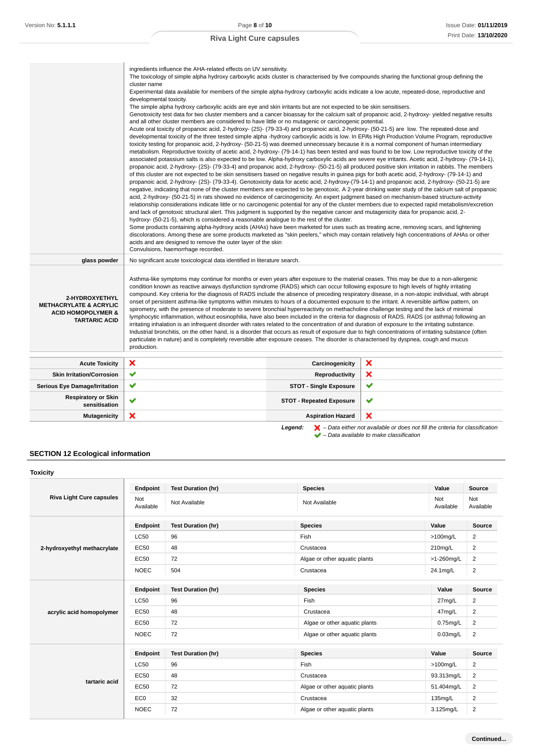| | |
|---|---|
| | ingredients influence the AHA-related effects on UV sensitivity.<br>The toxicology of simple alpha hydroxy carboxylic acids cluster is characterised by five compounds sharing the functional group defining the cluster name<br>Experimental data available for members of the simple alpha-hydroxy carboxylic acids indicate a low acute, repeated-dose, reproductive and developmental toxicity.<br>The simple alpha hydroxy carboxylic acids are eye and skin irritants but are not expected to be skin sensitisers.<br>Genotoxicity test data for two cluster members and a cancer bioassay for the calcium salt of propanoic acid, 2-hydroxy- yielded negative results and all other cluster members are considered to have little or no mutagenic or carcinogenic potential.<br>Acute oral toxicity of propanoic acid, 2-hydroxy- (2S)- (79-33-4) and propanoic acid, 2-hydroxy- (50-21-5) are low. The repeated-dose and developmental toxicity of the three tested simple alpha -hydroxy carboxylic acids is low. In EPAs High Production Volume Program, reproductive toxicity testing for propanoic acid, 2-hydroxy- (50-21-5) was deemed unnecessary because it is a normal component of human intermediary metabolism. Reproductive toxicity of acetic acid, 2-hydroxy- (79-14-1) has been tested and was found to be low. Low reproductive toxicity of the associated potassium salts is also expected to be low. Alpha-hydroxy carboxylic acids are severe eye irritants. Acetic acid, 2-hydroxy- (79-14-1), propanoic acid, 2-hydroxy- (2S)- (79-33-4) and propanoic acid, 2-hydroxy- (50-21-5) all produced positive skin irritation in rabbits. The members of this cluster are not expected to be skin sensitisers based on negative results in guinea pigs for both acetic acid, 2-hydroxy- (79-14-1) and propanoic acid, 2-hydroxy- (2S)- (79-33-4). Genotoxicity data for acetic acid, 2-hydroxy-(79-14-1) and propanoic acid, 2-hydroxy- (50-21-5) are negative, indicating that none of the cluster members are expected to be genotoxic. A 2-year drinking water study of the calcium salt of propanoic acid, 2-hydroxy- (50-21-5) in rats showed no evidence of carcinogenicity. An expert judgment based on mechanism-based structure-activity relationship considerations indicate little or no carcinogenic potential for any of the cluster members due to expected rapid metabolism/excretion and lack of genotoxic structural alert. This judgment is supported by the negative cancer and mutagenicity data for propanoic acid, 2-hydroxy- (50-21-5), which is considered a reasonable analogue to the rest of the cluster.<br>Some products containing alpha-hydroxy acids (AHAs) have been marketed for uses such as treating acne, removing scars, and lightening discolorations. Among these are some products marketed as "skin peelers," which may contain relatively high concentrations of AHAs or other acids and are designed to remove the outer layer of the skin<br>Convulsions, haemorrhage recorded. |
| **glass powder** | No significant acute toxicological data identified in literature search. |
| **2-HYDROXYETHYL METHACRYLATE & ACRYLIC ACID HOMOPOLYMER & TARTARIC ACID** | Asthma-like symptoms may continue for months or even years after exposure to the material ceases. This may be due to a non-allergenic condition known as reactive airways dysfunction syndrome (RADS) which can occur following exposure to high levels of highly irritating compound. Key criteria for the diagnosis of RADS include the absence of preceding respiratory disease, in a non-atopic individual, with abrupt onset of persistent asthma-like symptoms within minutes to hours of a documented exposure to the irritant. A reversible airflow pattern, on spirometry, with the presence of moderate to severe bronchial hyperreactivity on methacholine challenge testing and the lack of minimal lymphocytic inflammation, without eosinophilia, have also been included in the criteria for diagnosis of RADS. RADS (or asthma) following an irritating inhalation is an infrequent disorder with rates related to the concentration of and duration of exposure to the irritating substance. Industrial bronchitis, on the other hand, is a disorder that occurs as result of exposure due to high concentrations of irritating substance (often particulate in nature) and is completely reversible after exposure ceases. The disorder is characterised by dyspnea, cough and mucus production. |

| | | | |
|---|---|---|---|
| **Acute Toxicity** | ✘ | **Carcinogenicity** | ✘ |
| **Skin Irritation/Corrosion** | ✔ | **Reproductivity** | ✘ |
| **Serious Eye Damage/Irritation** | ✔ | **STOT - Single Exposure** | ✔ |
| **Respiratory or Skin sensitisation** | ✔ | **STOT - Repeated Exposure** | ✔ |
| **Mutagenicity** | ✘ | **Aspiration Hazard** | ✘ |

***Legend:*** ✘ *– Data either not available or does not fill the criteria for classification*
✔ *– Data available to make classification*

## SECTION 12 Ecological information

### Toxicity

**Riva Light Cure capsules**

| Endpoint | Test Duration (hr) | Species | Value | Source |
|---|---|---|---|---|
| Not Available | Not Available | Not Available | Not Available | Not Available |

**2-hydroxyethyl methacrylate**

| Endpoint | Test Duration (hr) | Species | Value | Source |
|---|---|---|---|---|
| LC50 | 96 | Fish | >100mg/L | 2 |
| EC50 | 48 | Crustacea | 210mg/L | 2 |
| EC50 | 72 | Algae or other aquatic plants | >1-260mg/L | 2 |
| NOEC | 504 | Crustacea | 24.1mg/L | 2 |

**acrylic acid homopolymer**

| Endpoint | Test Duration (hr) | Species | Value | Source |
|---|---|---|---|---|
| LC50 | 96 | Fish | 27mg/L | 2 |
| EC50 | 48 | Crustacea | 47mg/L | 2 |
| EC50 | 72 | Algae or other aquatic plants | 0.75mg/L | 2 |
| NOEC | 72 | Algae or other aquatic plants | 0.03mg/L | 2 |

**tartaric acid**

| Endpoint | Test Duration (hr) | Species | Value | Source |
|---|---|---|---|---|
| LC50 | 96 | Fish | >100mg/L | 2 |
| EC50 | 48 | Crustacea | 93.313mg/L | 2 |
| EC50 | 72 | Algae or other aquatic plants | 51.404mg/L | 2 |
| EC0 | 32 | Crustacea | 135mg/L | 2 |
| NOEC | 72 | Algae or other aquatic plants | 3.125mg/L | 2 |

Continued...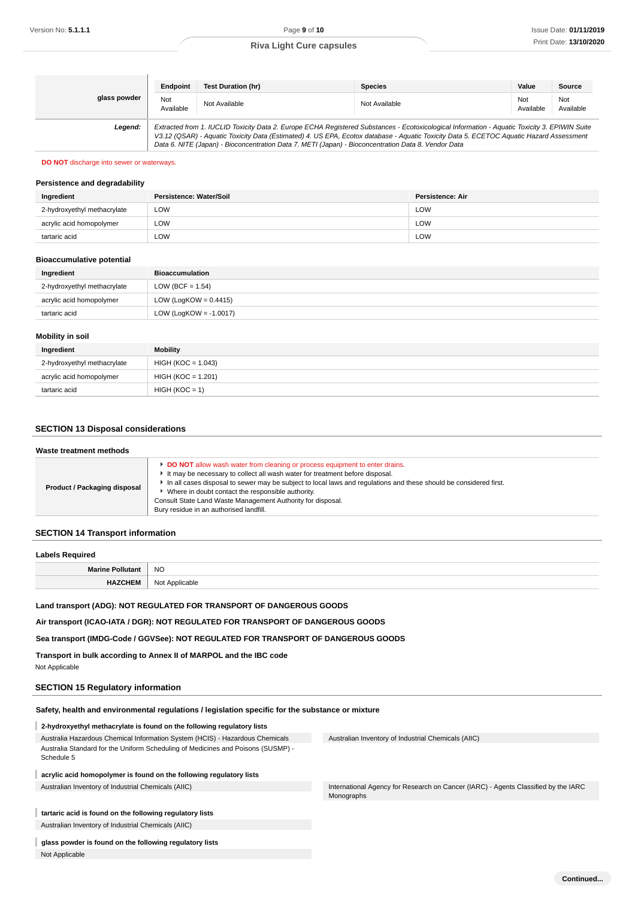| glass powder | Endpoint | Test Duration (hr) | Species | Value | Source |
|---|---|---|---|---|---|
| | Not Available | Not Available | Not Available | Not Available | Not Available |

| | |
|---|---|
| ***Legend:*** | *Extracted from 1. IUCLID Toxicity Data 2. Europe ECHA Registered Substances - Ecotoxicological Information - Aquatic Toxicity 3. EPIWIN Suite V3.12 (QSAR) - Aquatic Toxicity Data (Estimated) 4. US EPA, Ecotox database - Aquatic Toxicity Data 5. ECETOC Aquatic Hazard Assessment Data 6. NITE (Japan) - Bioconcentration Data 7. METI (Japan) - Bioconcentration Data 8. Vendor Data* |

**DO NOT** discharge into sewer or waterways.

### Persistence and degradability

| Ingredient | Persistence: Water/Soil | Persistence: Air |
|---|---|---|
| 2-hydroxyethyl methacrylate | LOW | LOW |
| acrylic acid homopolymer | LOW | LOW |
| tartaric acid | LOW | LOW |

### Bioaccumulative potential

| Ingredient | Bioaccumulation |
|---|---|
| 2-hydroxyethyl methacrylate | LOW (BCF = 1.54) |
| acrylic acid homopolymer | LOW (LogKOW = 0.4415) |
| tartaric acid | LOW (LogKOW = -1.0017) |

### Mobility in soil

| Ingredient | Mobility |
|---|---|
| 2-hydroxyethyl methacrylate | HIGH (KOC = 1.043) |
| acrylic acid homopolymer | HIGH (KOC = 1.201) |
| tartaric acid | HIGH (KOC = 1) |

## SECTION 13 Disposal considerations

### Waste treatment methods

| | |
|---|---|
| **Product / Packaging disposal** | ▸ **DO NOT** allow wash water from cleaning or process equipment to enter drains.<br>▸ It may be necessary to collect all wash water for treatment before disposal.<br>▸ In all cases disposal to sewer may be subject to local laws and regulations and these should be considered first.<br>▸ Where in doubt contact the responsible authority.<br>Consult State Land Waste Management Authority for disposal.<br>Bury residue in an authorised landfill. |

## SECTION 14 Transport information

### Labels Required

| | |
|---|---|
| **Marine Pollutant** | NO |
| **HAZCHEM** | Not Applicable |

**Land transport (ADG): NOT REGULATED FOR TRANSPORT OF DANGEROUS GOODS**

**Air transport (ICAO-IATA / DGR): NOT REGULATED FOR TRANSPORT OF DANGEROUS GOODS**

**Sea transport (IMDG-Code / GGVSee): NOT REGULATED FOR TRANSPORT OF DANGEROUS GOODS**

**Transport in bulk according to Annex II of MARPOL and the IBC code**

Not Applicable

## SECTION 15 Regulatory information

### Safety, health and environmental regulations / legislation specific for the substance or mixture

**2-hydroxyethyl methacrylate is found on the following regulatory lists**

- Australia Hazardous Chemical Information System (HCIS) - Hazardous Chemicals
- Australia Standard for the Uniform Scheduling of Medicines and Poisons (SUSMP) - Schedule 5
- Australian Inventory of Industrial Chemicals (AIIC)

**acrylic acid homopolymer is found on the following regulatory lists**

- Australian Inventory of Industrial Chemicals (AIIC)
- International Agency for Research on Cancer (IARC) - Agents Classified by the IARC Monographs

**tartaric acid is found on the following regulatory lists**

- Australian Inventory of Industrial Chemicals (AIIC)

**glass powder is found on the following regulatory lists**

- Not Applicable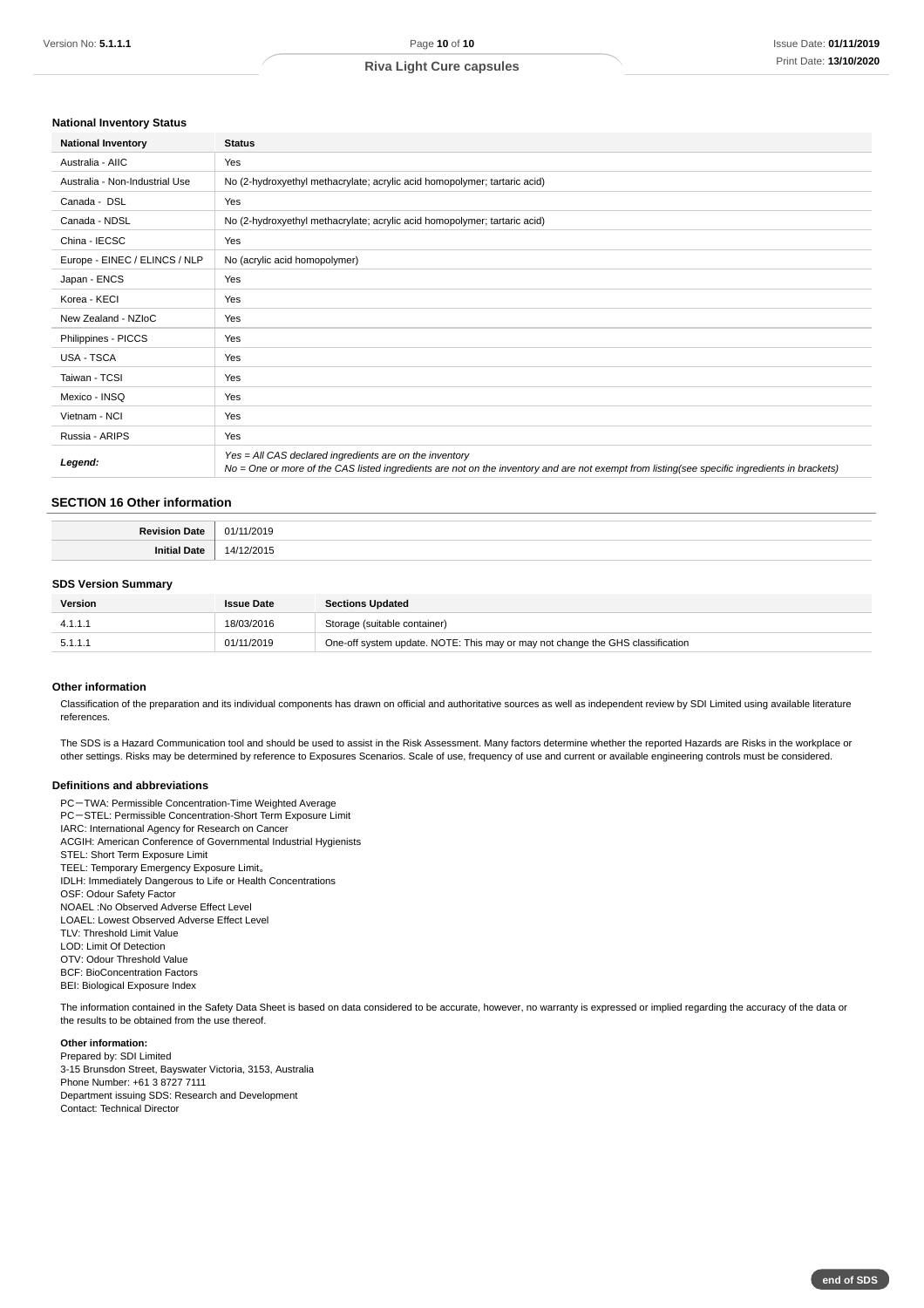### National Inventory Status

| National Inventory | Status |
| --- | --- |
| Australia - AIIC | Yes |
| Australia - Non-Industrial Use | No (2-hydroxyethyl methacrylate; acrylic acid homopolymer; tartaric acid) |
| Canada - DSL | Yes |
| Canada - NDSL | No (2-hydroxyethyl methacrylate; acrylic acid homopolymer; tartaric acid) |
| China - IECSC | Yes |
| Europe - EINEC / ELINCS / NLP | No (acrylic acid homopolymer) |
| Japan - ENCS | Yes |
| Korea - KECI | Yes |
| New Zealand - NZIoC | Yes |
| Philippines - PICCS | Yes |
| USA - TSCA | Yes |
| Taiwan - TCSI | Yes |
| Mexico - INSQ | Yes |
| Vietnam - NCI | Yes |
| Russia - ARIPS | Yes |
| ***Legend:*** | *Yes = All CAS declared ingredients are on the inventory*<br>*No = One or more of the CAS listed ingredients are not on the inventory and are not exempt from listing(see specific ingredients in brackets)* |

## SECTION 16 Other information

| | |
| --- | --- |
| **Revision Date** | 01/11/2019 |
| **Initial Date** | 14/12/2015 |

### SDS Version Summary

| Version | Issue Date | Sections Updated |
| --- | --- | --- |
| 4.1.1.1 | 18/03/2016 | Storage (suitable container) |
| 5.1.1.1 | 01/11/2019 | One-off system update. NOTE: This may or may not change the GHS classification |

### Other information

Classification of the preparation and its individual components has drawn on official and authoritative sources as well as independent review by SDI Limited using available literature references.

The SDS is a Hazard Communication tool and should be used to assist in the Risk Assessment. Many factors determine whether the reported Hazards are Risks in the workplace or other settings. Risks may be determined by reference to Exposures Scenarios. Scale of use, frequency of use and current or available engineering controls must be considered.

### Definitions and abbreviations

PC－TWA: Permissible Concentration-Time Weighted Average
PC－STEL: Permissible Concentration-Short Term Exposure Limit
IARC: International Agency for Research on Cancer
ACGIH: American Conference of Governmental Industrial Hygienists
STEL: Short Term Exposure Limit
TEEL: Temporary Emergency Exposure Limit。
IDLH: Immediately Dangerous to Life or Health Concentrations
OSF: Odour Safety Factor
NOAEL :No Observed Adverse Effect Level
LOAEL: Lowest Observed Adverse Effect Level
TLV: Threshold Limit Value
LOD: Limit Of Detection
OTV: Odour Threshold Value
BCF: BioConcentration Factors
BEI: Biological Exposure Index

The information contained in the Safety Data Sheet is based on data considered to be accurate, however, no warranty is expressed or implied regarding the accuracy of the data or the results to be obtained from the use thereof.

**Other information:**
Prepared by: SDI Limited
3-15 Brunsdon Street, Bayswater Victoria, 3153, Australia
Phone Number: +61 3 8727 7111
Department issuing SDS: Research and Development
Contact: Technical Director

**end of SDS**